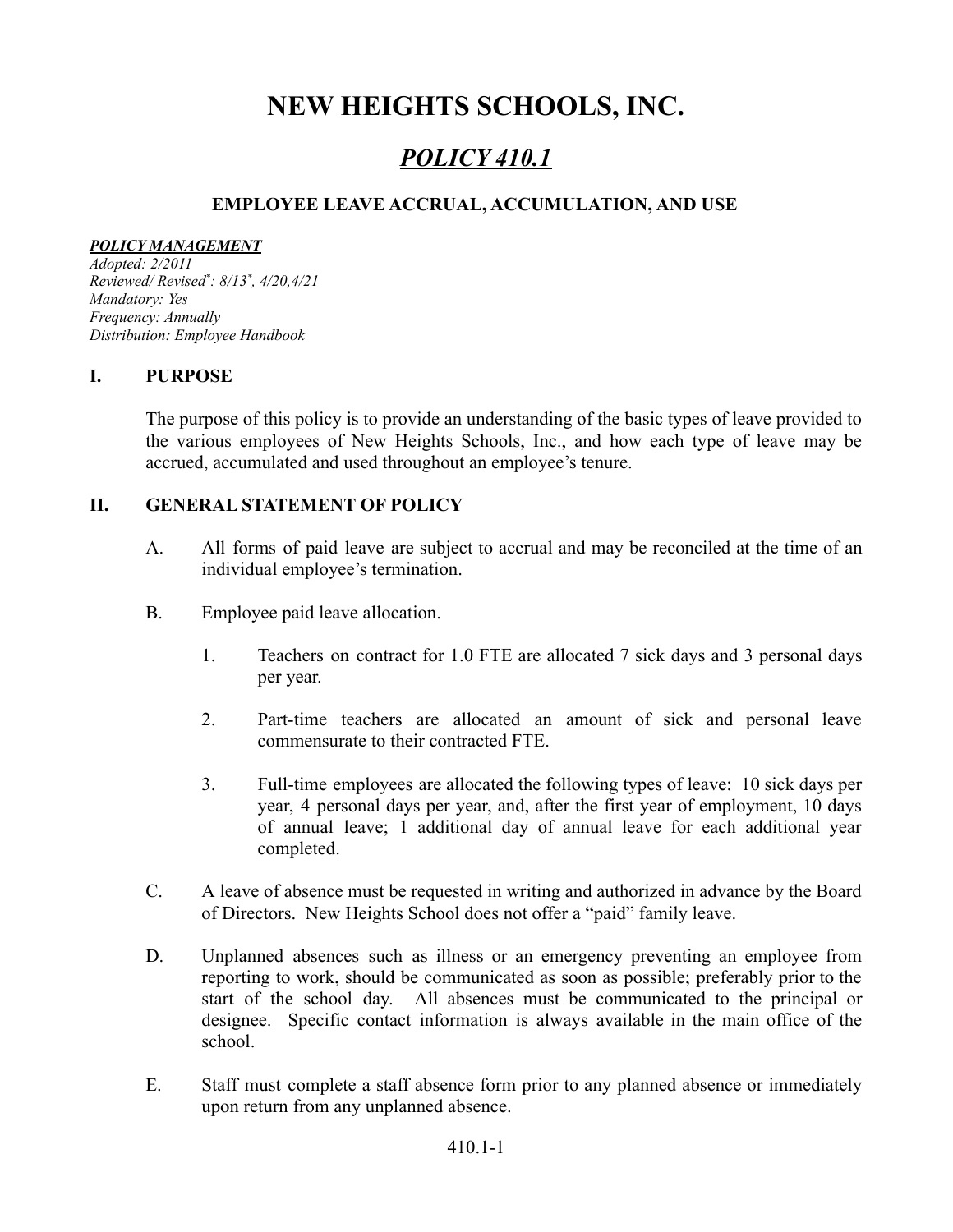# NEW HEIGHTS SCHOOLS, INC.

## *POLICY 410.1*

### EMPLOYEE LEAVE ACCRUAL, ACCUMULATION, AND USE

***POLICY MANAGEMENT***
*Adopted: 2/2011*
*Reviewed/ Revised\*: 8/13\*, 4/20,4/21*
*Mandatory: Yes*
*Frequency: Annually*
*Distribution: Employee Handbook*

## I. PURPOSE

The purpose of this policy is to provide an understanding of the basic types of leave provided to the various employees of New Heights Schools, Inc., and how each type of leave may be accrued, accumulated and used throughout an employee's tenure.

## II. GENERAL STATEMENT OF POLICY

A. All forms of paid leave are subject to accrual and may be reconciled at the time of an individual employee's termination.

B. Employee paid leave allocation.

1. Teachers on contract for 1.0 FTE are allocated 7 sick days and 3 personal days per year.

2. Part-time teachers are allocated an amount of sick and personal leave commensurate to their contracted FTE.

3. Full-time employees are allocated the following types of leave: 10 sick days per year, 4 personal days per year, and, after the first year of employment, 10 days of annual leave; 1 additional day of annual leave for each additional year completed.

C. A leave of absence must be requested in writing and authorized in advance by the Board of Directors. New Heights School does not offer a "paid" family leave.

D. Unplanned absences such as illness or an emergency preventing an employee from reporting to work, should be communicated as soon as possible; preferably prior to the start of the school day. All absences must be communicated to the principal or designee. Specific contact information is always available in the main office of the school.

E. Staff must complete a staff absence form prior to any planned absence or immediately upon return from any unplanned absence.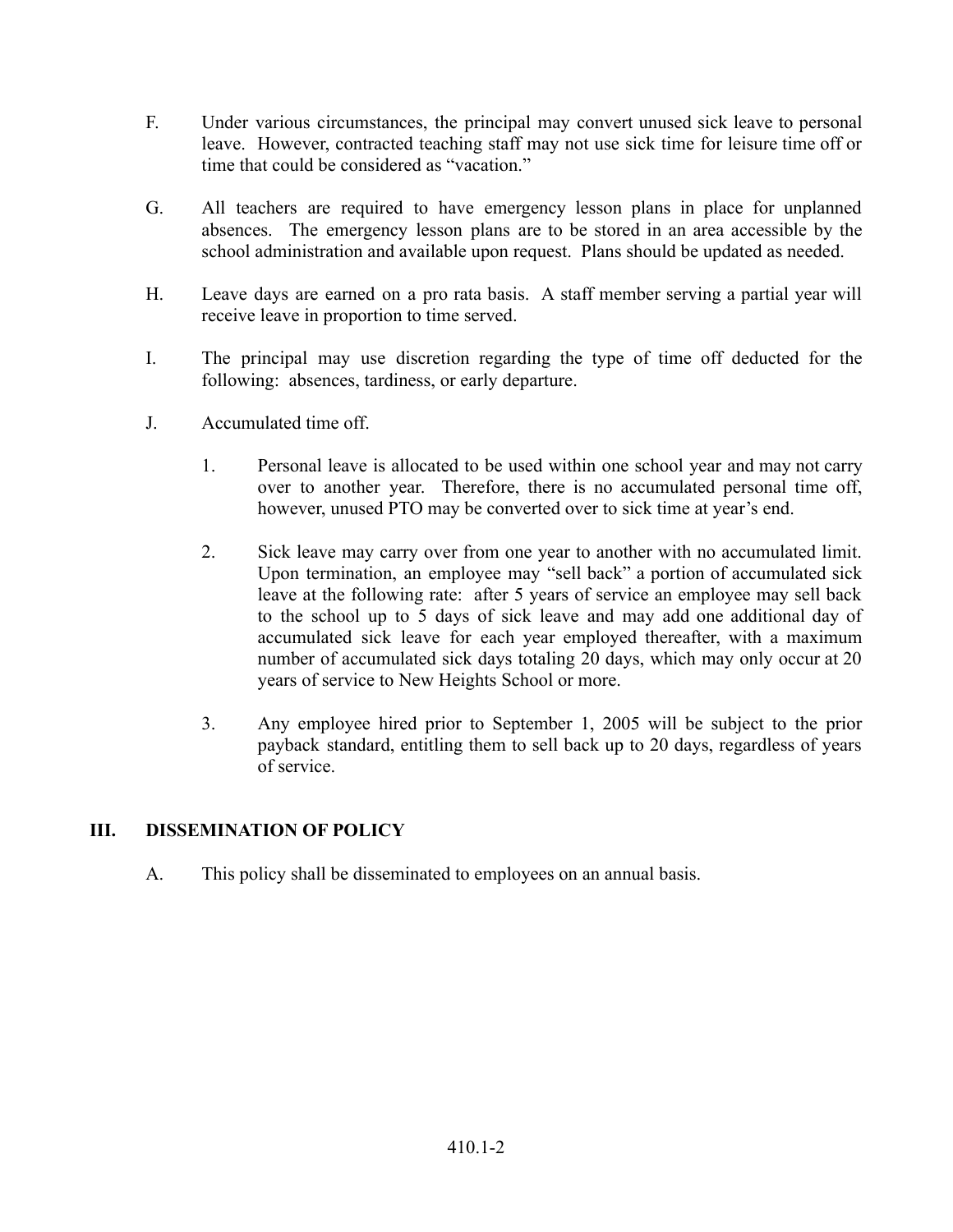F. Under various circumstances, the principal may convert unused sick leave to personal leave. However, contracted teaching staff may not use sick time for leisure time off or time that could be considered as "vacation."

G. All teachers are required to have emergency lesson plans in place for unplanned absences. The emergency lesson plans are to be stored in an area accessible by the school administration and available upon request. Plans should be updated as needed.

H. Leave days are earned on a pro rata basis. A staff member serving a partial year will receive leave in proportion to time served.

I. The principal may use discretion regarding the type of time off deducted for the following: absences, tardiness, or early departure.

J. Accumulated time off.

1. Personal leave is allocated to be used within one school year and may not carry over to another year. Therefore, there is no accumulated personal time off, however, unused PTO may be converted over to sick time at year's end.

2. Sick leave may carry over from one year to another with no accumulated limit. Upon termination, an employee may "sell back" a portion of accumulated sick leave at the following rate: after 5 years of service an employee may sell back to the school up to 5 days of sick leave and may add one additional day of accumulated sick leave for each year employed thereafter, with a maximum number of accumulated sick days totaling 20 days, which may only occur at 20 years of service to New Heights School or more.

3. Any employee hired prior to September 1, 2005 will be subject to the prior payback standard, entitling them to sell back up to 20 days, regardless of years of service.

## III. DISSEMINATION OF POLICY

A. This policy shall be disseminated to employees on an annual basis.